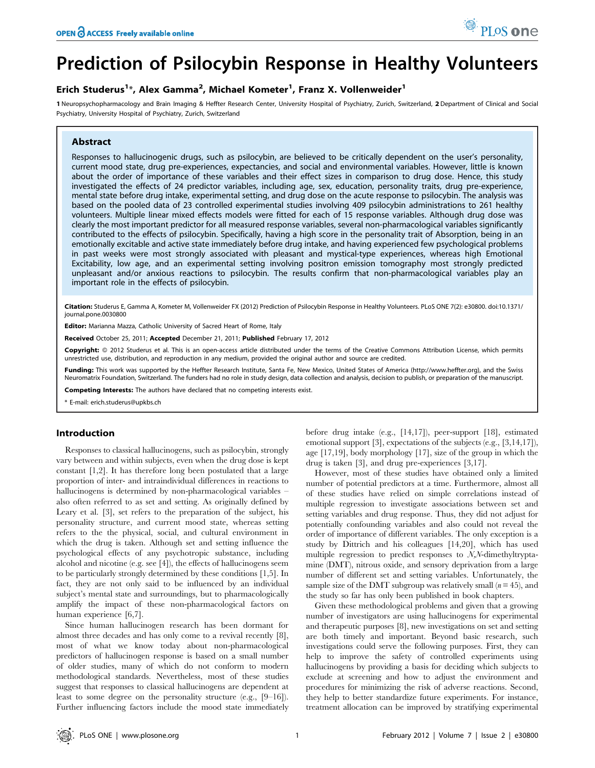# Prediction of Psilocybin Response in Healthy Volunteers

**Erich Studerus[1]*, Alex Gamma[2], Michael Kometer[1], Franz X. Vollenweider[1]**

**1** Neuropsychopharmacology and Brain Imaging & Heffter Research Center, University Hospital of Psychiatry, Zurich, Switzerland, **2** Department of Clinical and Social Psychiatry, University Hospital of Psychiatry, Zurich, Switzerland

## Abstract

Responses to hallucinogenic drugs, such as psilocybin, are believed to be critically dependent on the user's personality, current mood state, drug pre-experiences, expectancies, and social and environmental variables. However, little is known about the order of importance of these variables and their effect sizes in comparison to drug dose. Hence, this study investigated the effects of 24 predictor variables, including age, sex, education, personality traits, drug pre-experience, mental state before drug intake, experimental setting, and drug dose on the acute response to psilocybin. The analysis was based on the pooled data of 23 controlled experimental studies involving 409 psilocybin administrations to 261 healthy volunteers. Multiple linear mixed effects models were fitted for each of 15 response variables. Although drug dose was clearly the most important predictor for all measured response variables, several non-pharmacological variables significantly contributed to the effects of psilocybin. Specifically, having a high score in the personality trait of Absorption, being in an emotionally excitable and active state immediately before drug intake, and having experienced few psychological problems in past weeks were most strongly associated with pleasant and mystical-type experiences, whereas high Emotional Excitability, low age, and an experimental setting involving positron emission tomography most strongly predicted unpleasant and/or anxious reactions to psilocybin. The results confirm that non-pharmacological variables play an important role in the effects of psilocybin.

**Citation:** Studerus E, Gamma A, Kometer M, Vollenweider FX (2012) Prediction of Psilocybin Response in Healthy Volunteers. PLoS ONE 7(2): e30800. doi:10.1371/journal.pone.0030800

**Editor:** Marianna Mazza, Catholic University of Sacred Heart of Rome, Italy

**Received** October 25, 2011; **Accepted** December 21, 2011; **Published** February 17, 2012

**Copyright:** © 2012 Studerus et al. This is an open-access article distributed under the terms of the Creative Commons Attribution License, which permits unrestricted use, distribution, and reproduction in any medium, provided the original author and source are credited.

**Funding:** This work was supported by the Heffter Research Institute, Santa Fe, New Mexico, United States of America (http://www.heffter.org), and the Swiss Neuromatrix Foundation, Switzerland. The funders had no role in study design, data collection and analysis, decision to publish, or preparation of the manuscript.

**Competing Interests:** The authors have declared that no competing interests exist.

* E-mail: erich.studerus@upkbs.ch

## Introduction

Responses to classical hallucinogens, such as psilocybin, strongly vary between and within subjects, even when the drug dose is kept constant [1,2]. It has therefore long been postulated that a large proportion of inter- and intraindividual differences in reactions to hallucinogens is determined by non-pharmacological variables – also often referred to as set and setting. As originally defined by Leary et al. [3], set refers to the preparation of the subject, his personality structure, and current mood state, whereas setting refers to the the physical, social, and cultural environment in which the drug is taken. Although set and setting influence the psychological effects of any psychotropic substance, including alcohol and nicotine (e.g. see [4]), the effects of hallucinogens seem to be particularly strongly determined by these conditions [1,5]. In fact, they are not only said to be influenced by an individual subject's mental state and surroundings, but to pharmacologically amplify the impact of these non-pharmacological factors on human experience [6,7].

Since human hallucinogen research has been dormant for almost three decades and has only come to a revival recently [8], most of what we know today about non-pharmacological predictors of hallucinogen response is based on a small number of older studies, many of which do not conform to modern methodological standards. Nevertheless, most of these studies suggest that responses to classical hallucinogens are dependent at least to some degree on the personality structure (e.g., [9–16]). Further influencing factors include the mood state immediately before drug intake (e.g., [14,17]), peer-support [18], estimated emotional support [3], expectations of the subjects (e.g., [3,14,17]), age [17,19], body morphology [17], size of the group in which the drug is taken [3], and drug pre-experiences [3,17].

However, most of these studies have obtained only a limited number of potential predictors at a time. Furthermore, almost all of these studies have relied on simple correlations instead of multiple regression to investigate associations between set and setting variables and drug response. Thus, they did not adjust for potentially confounding variables and also could not reveal the order of importance of different variables. The only exception is a study by Dittrich and his colleagues [14,20], which has used multiple regression to predict responses to *N,N*-dimethyltryptamine (DMT), nitrous oxide, and sensory deprivation from a large number of different set and setting variables. Unfortunately, the sample size of the DMT subgroup was relatively small ($n = 45$), and the study so far has only been published in book chapters.

Given these methodological problems and given that a growing number of investigators are using hallucinogens for experimental and therapeutic purposes [8], new investigations on set and setting are both timely and important. Beyond basic research, such investigations could serve the following purposes. First, they can help to improve the safety of controlled experiments using hallucinogens by providing a basis for deciding which subjects to exclude at screening and how to adjust the environment and procedures for minimizing the risk of adverse reactions. Second, they help to better standardize future experiments. For instance, treatment allocation can be improved by stratifying experimental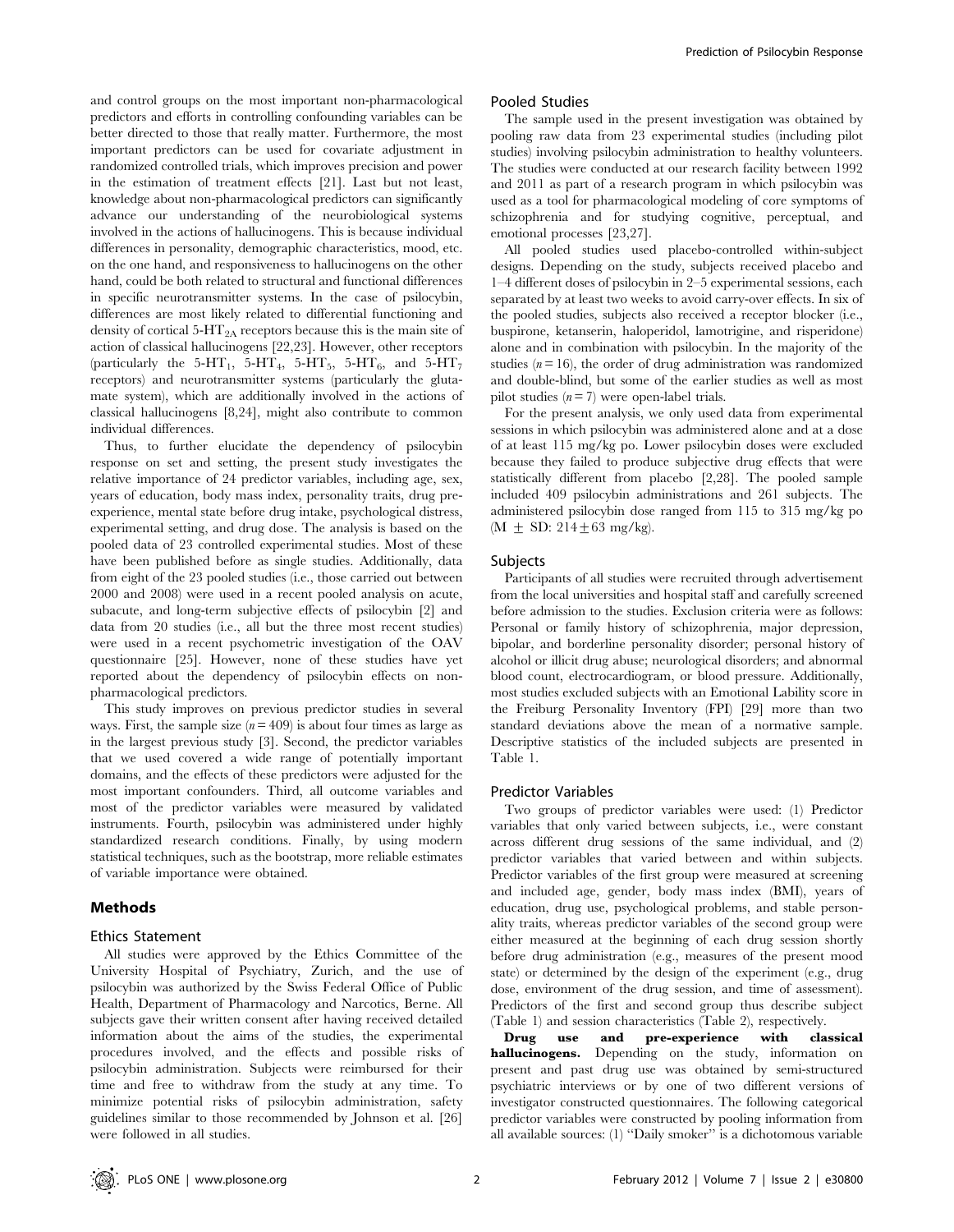and control groups on the most important non-pharmacological predictors and efforts in controlling confounding variables can be better directed to those that really matter. Furthermore, the most important predictors can be used for covariate adjustment in randomized controlled trials, which improves precision and power in the estimation of treatment effects [21]. Last but not least, knowledge about non-pharmacological predictors can significantly advance our understanding of the neurobiological systems involved in the actions of hallucinogens. This is because individual differences in personality, demographic characteristics, mood, etc. on the one hand, and responsiveness to hallucinogens on the other hand, could be both related to structural and functional differences in specific neurotransmitter systems. In the case of psilocybin, differences are most likely related to differential functioning and density of cortical 5-$HT_{2A}$ receptors because this is the main site of action of classical hallucinogens [22,23]. However, other receptors (particularly the 5-$HT_1$, 5-$HT_4$, 5-$HT_5$, 5-$HT_6$, and 5-$HT_7$ receptors) and neurotransmitter systems (particularly the glutamate system), which are additionally involved in the actions of classical hallucinogens [8,24], might also contribute to common individual differences.

Thus, to further elucidate the dependency of psilocybin response on set and setting, the present study investigates the relative importance of 24 predictor variables, including age, sex, years of education, body mass index, personality traits, drug pre-experience, mental state before drug intake, psychological distress, experimental setting, and drug dose. The analysis is based on the pooled data of 23 controlled experimental studies. Most of these have been published before as single studies. Additionally, data from eight of the 23 pooled studies (i.e., those carried out between 2000 and 2008) were used in a recent pooled analysis on acute, subacute, and long-term subjective effects of psilocybin [2] and data from 20 studies (i.e., all but the three most recent studies) were used in a recent psychometric investigation of the OAV questionnaire [25]. However, none of these studies have yet reported about the dependency of psilocybin effects on non-pharmacological predictors.

This study improves on previous predictor studies in several ways. First, the sample size ($n = 409$) is about four times as large as in the largest previous study [3]. Second, the predictor variables that we used covered a wide range of potentially important domains, and the effects of these predictors were adjusted for the most important confounders. Third, all outcome variables and most of the predictor variables were measured by validated instruments. Fourth, psilocybin was administered under highly standardized research conditions. Finally, by using modern statistical techniques, such as the bootstrap, more reliable estimates of variable importance were obtained.

## Methods

### Ethics Statement

All studies were approved by the Ethics Committee of the University Hospital of Psychiatry, Zurich, and the use of psilocybin was authorized by the Swiss Federal Office of Public Health, Department of Pharmacology and Narcotics, Berne. All subjects gave their written consent after having received detailed information about the aims of the studies, the experimental procedures involved, and the effects and possible risks of psilocybin administration. Subjects were reimbursed for their time and free to withdraw from the study at any time. To minimize potential risks of psilocybin administration, safety guidelines similar to those recommended by Johnson et al. [26] were followed in all studies.

### Pooled Studies

The sample used in the present investigation was obtained by pooling raw data from 23 experimental studies (including pilot studies) involving psilocybin administration to healthy volunteers. The studies were conducted at our research facility between 1992 and 2011 as part of a research program in which psilocybin was used as a tool for pharmacological modeling of core symptoms of schizophrenia and for studying cognitive, perceptual, and emotional processes [23,27].

All pooled studies used placebo-controlled within-subject designs. Depending on the study, subjects received placebo and 1–4 different doses of psilocybin in 2–5 experimental sessions, each separated by at least two weeks to avoid carry-over effects. In six of the pooled studies, subjects also received a receptor blocker (i.e., buspirone, ketanserin, haloperidol, lamotrigine, and risperidone) alone and in combination with psilocybin. In the majority of the studies ($n = 16$), the order of drug administration was randomized and double-blind, but some of the earlier studies as well as most pilot studies ($n = 7$) were open-label trials.

For the present analysis, we only used data from experimental sessions in which psilocybin was administered alone and at a dose of at least 115 mg/kg po. Lower psilocybin doses were excluded because they failed to produce subjective drug effects that were statistically different from placebo [2,28]. The pooled sample included 409 psilocybin administrations and 261 subjects. The administered psilocybin dose ranged from 115 to 315 mg/kg po (M $\pm$ SD: 214 $\pm$ 63 mg/kg).

### Subjects

Participants of all studies were recruited through advertisement from the local universities and hospital staff and carefully screened before admission to the studies. Exclusion criteria were as follows: Personal or family history of schizophrenia, major depression, bipolar, and borderline personality disorder; personal history of alcohol or illicit drug abuse; neurological disorders; and abnormal blood count, electrocardiogram, or blood pressure. Additionally, most studies excluded subjects with an Emotional Lability score in the Freiburg Personality Inventory (FPI) [29] more than two standard deviations above the mean of a normative sample. Descriptive statistics of the included subjects are presented in Table 1.

### Predictor Variables

Two groups of predictor variables were used: (1) Predictor variables that only varied between subjects, i.e., were constant across different drug sessions of the same individual, and (2) predictor variables that varied between and within subjects. Predictor variables of the first group were measured at screening and included age, gender, body mass index (BMI), years of education, drug use, psychological problems, and stable personality traits, whereas predictor variables of the second group were either measured at the beginning of each drug session shortly before drug administration (e.g., measures of the present mood state) or determined by the design of the experiment (e.g., drug dose, environment of the drug session, and time of assessment). Predictors of the first and second group thus describe subject (Table 1) and session characteristics (Table 2), respectively.

**Drug use and pre-experience with classical hallucinogens.** Depending on the study, information on present and past drug use was obtained by semi-structured psychiatric interviews or by one of two different versions of investigator constructed questionnaires. The following categorical predictor variables were constructed by pooling information from all available sources: (1) "Daily smoker" is a dichotomous variable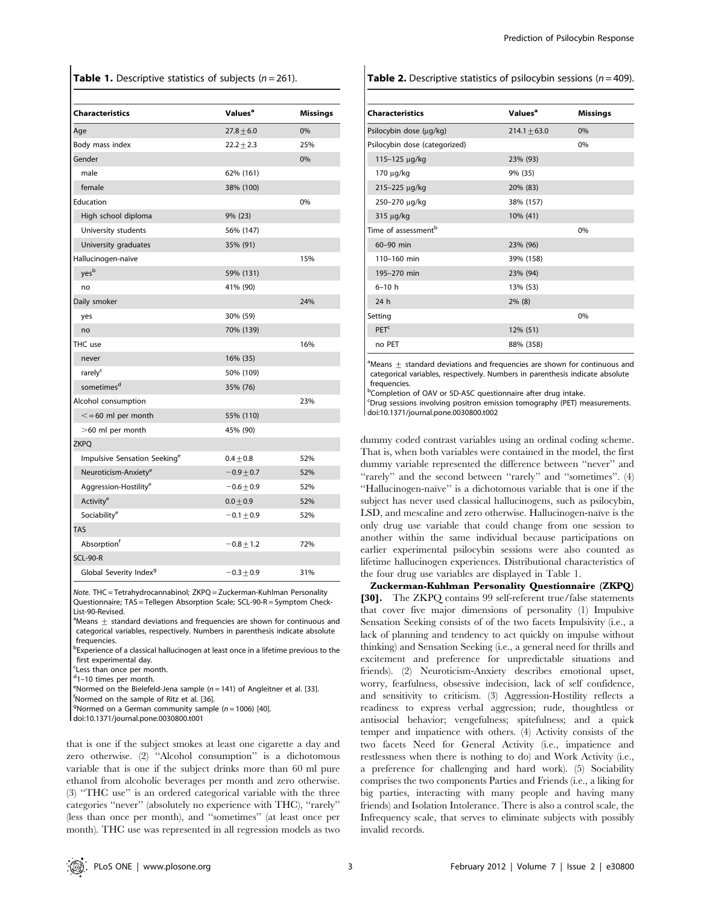**Table 1.** Descriptive statistics of subjects ($n = 261$).

| Characteristics | Values[a] | Missings |
|---|---|---|
| Age | 27.8 ± 6.0 | 0% |
| Body mass index | 22.2 ± 2.3 | 25% |
| Gender | | 0% |
| male | 62% (161) | |
| female | 38% (100) | |
| Education | | 0% |
| High school diploma | 9% (23) | |
| University students | 56% (147) | |
| University graduates | 35% (91) | |
| Hallucinogen-naïve | | 15% |
| yes[b] | 59% (131) | |
| no | 41% (90) | |
| Daily smoker | | 24% |
| yes | 30% (59) | |
| no | 70% (139) | |
| THC use | | 16% |
| never | 16% (35) | |
| rarely[c] | 50% (109) | |
| sometimes[d] | 35% (76) | |
| Alcohol consumption | | 23% |
| <= 60 ml per month | 55% (110) | |
| >60 ml per month | 45% (90) | |
| ZKPQ | | |
| Impulsive Sensation Seeking[e] | 0.4 ± 0.8 | 52% |
| Neuroticism-Anxiety[e] | −0.9 ± 0.7 | 52% |
| Aggression-Hostility[e] | −0.6 ± 0.9 | 52% |
| Activity[e] | 0.0 ± 0.9 | 52% |
| Sociability[e] | −0.1 ± 0.9 | 52% |
| TAS | | |
| Absorption[f] | −0.8 ± 1.2 | 72% |
| SCL-90-R | | |
| Global Severity Index[g] | −0.3 ± 0.9 | 31% |

*Note.* THC = Tetrahydrocannabinol; ZKPQ = Zuckerman-Kuhlman Personality Questionnaire; TAS = Tellegen Absorption Scale; SCL-90-R = Symptom Check-List-90-Revised.

[a]Means ± standard deviations and frequencies are shown for continuous and categorical variables, respectively. Numbers in parenthesis indicate absolute frequencies.

[b]Experience of a classical hallucinogen at least once in a lifetime previous to the first experimental day.

[c]Less than once per month.

[d]1–10 times per month.

[e]Normed on the Bielefeld-Jena sample ($n = 141$) of Angleitner et al. [33].

[f]Normed on the sample of Ritz et al. [36].

[g]Normed on a German community sample ($n = 1006$) [40].

doi:10.1371/journal.pone.0030800.t001

that is one if the subject smokes at least one cigarette a day and zero otherwise. (2) "Alcohol consumption" is a dichotomous variable that is one if the subject drinks more than 60 ml pure ethanol from alcoholic beverages per month and zero otherwise. (3) "THC use" is an ordered categorical variable with the three categories "never" (absolutely no experience with THC), "rarely" (less than once per month), and "sometimes" (at least once per month). THC use was represented in all regression models as two dummy coded contrast variables using an ordinal coding scheme. That is, when both variables were contained in the model, the first dummy variable represented the difference between "never" and "rarely" and the second between "rarely" and "sometimes". (4) "Hallucinogen-naïve" is a dichotomous variable that is one if the subject has never used classical hallucinogens, such as psilocybin, LSD, and mescaline and zero otherwise. Hallucinogen-naïve is the only drug use variable that could change from one session to another within the same individual because participations on earlier experimental psilocybin sessions were also counted as lifetime hallucinogen experiences. Distributional characteristics of the four drug use variables are displayed in Table 1.

**Table 2.** Descriptive statistics of psilocybin sessions ($n = 409$).

| Characteristics | Values[a] | Missings |
|---|---|---|
| Psilocybin dose (µg/kg) | 214.1 ± 63.0 | 0% |
| Psilocybin dose (categorized) | | 0% |
| 115–125 µg/kg | 23% (93) | |
| 170 µg/kg | 9% (35) | |
| 215–225 µg/kg | 20% (83) | |
| 250–270 µg/kg | 38% (157) | |
| 315 µg/kg | 10% (41) | |
| Time of assessment[b] | | 0% |
| 60–90 min | 23% (96) | |
| 110–160 min | 39% (158) | |
| 195–270 min | 23% (94) | |
| 6–10 h | 13% (53) | |
| 24 h | 2% (8) | |
| Setting | | 0% |
| PET[c] | 12% (51) | |
| no PET | 88% (358) | |

[a]Means ± standard deviations and frequencies are shown for continuous and categorical variables, respectively. Numbers in parenthesis indicate absolute frequencies.

[b]Completion of OAV or 5D-ASC questionnaire after drug intake.

[c]Drug sessions involving positron emission tomography (PET) measurements.

doi:10.1371/journal.pone.0030800.t002

**Zuckerman-Kuhlman Personality Questionnaire (ZKPQ) [30].** The ZKPQ contains 99 self-referent true/false statements that cover five major dimensions of personality (1) Impulsive Sensation Seeking consists of of the two facets Impulsivity (i.e., a lack of planning and tendency to act quickly on impulse without thinking) and Sensation Seeking (i.e., a general need for thrills and excitement and preference for unpredictable situations and friends). (2) Neuroticism-Anxiety describes emotional upset, worry, fearfulness, obsessive indecision, lack of self confidence, and sensitivity to criticism. (3) Aggression-Hostility reflects a readiness to express verbal aggression; rude, thoughtless or antisocial behavior; vengefulness; spitefulness; and a quick temper and impatience with others. (4) Activity consists of the two facets Need for General Activity (i.e., impatience and restlessness when there is nothing to do) and Work Activity (i.e., a preference for challenging and hard work). (5) Sociability comprises the two components Parties and Friends (i.e., a liking for big parties, interacting with many people and having many friends) and Isolation Intolerance. There is also a control scale, the Infrequency scale, that serves to eliminate subjects with possibly invalid records.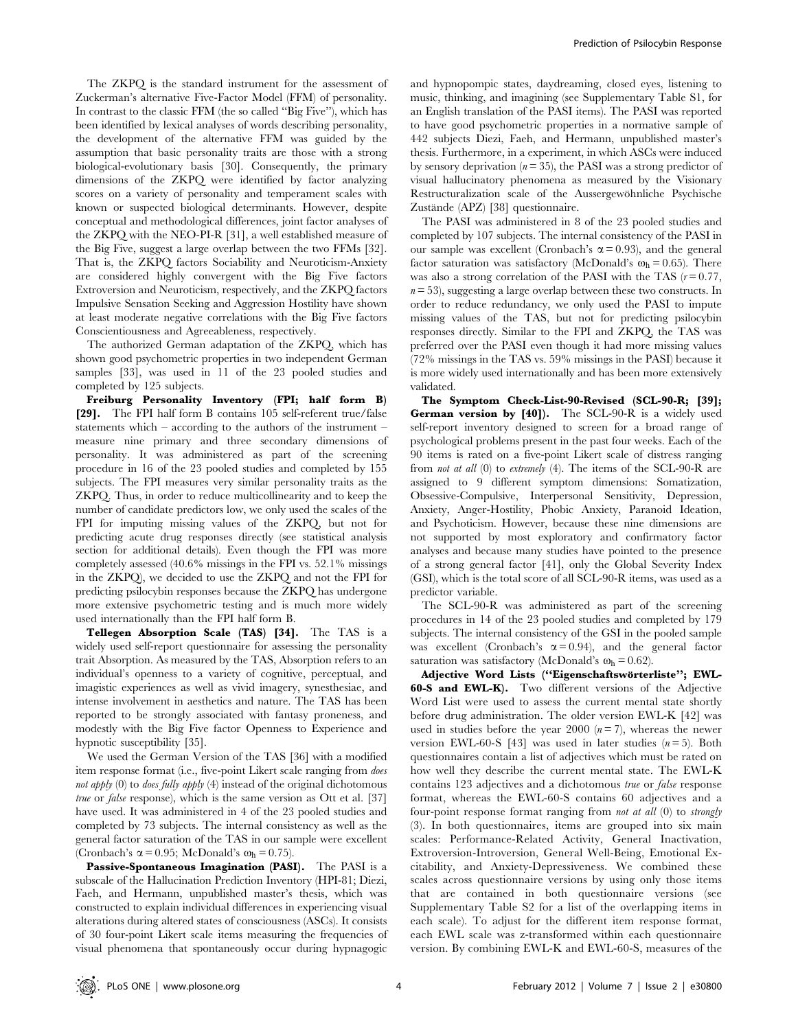The ZKPQ is the standard instrument for the assessment of Zuckerman's alternative Five-Factor Model (FFM) of personality. In contrast to the classic FFM (the so called "Big Five"), which has been identified by lexical analyses of words describing personality, the development of the alternative FFM was guided by the assumption that basic personality traits are those with a strong biological-evolutionary basis [30]. Consequently, the primary dimensions of the ZKPQ were identified by factor analyzing scores on a variety of personality and temperament scales with known or suspected biological determinants. However, despite conceptual and methodological differences, joint factor analyses of the ZKPQ with the NEO-PI-R [31], a well established measure of the Big Five, suggest a large overlap between the two FFMs [32]. That is, the ZKPQ factors Sociability and Neuroticism-Anxiety are considered highly convergent with the Big Five factors Extroversion and Neuroticism, respectively, and the ZKPQ factors Impulsive Sensation Seeking and Aggression Hostility have shown at least moderate negative correlations with the Big Five factors Conscientiousness and Agreeableness, respectively.

The authorized German adaptation of the ZKPQ, which has shown good psychometric properties in two independent German samples [33], was used in 11 of the 23 pooled studies and completed by 125 subjects.

**Freiburg Personality Inventory (FPI; half form B) [29].** The FPI half form B contains 105 self-referent true/false statements which – according to the authors of the instrument – measure nine primary and three secondary dimensions of personality. It was administered as part of the screening procedure in 16 of the 23 pooled studies and completed by 155 subjects. The FPI measures very similar personality traits as the ZKPQ. Thus, in order to reduce multicollinearity and to keep the number of candidate predictors low, we only used the scales of the FPI for imputing missing values of the ZKPQ, but not for predicting acute drug responses directly (see statistical analysis section for additional details). Even though the FPI was more completely assessed (40.6% missings in the FPI vs. 52.1% missings in the ZKPQ), we decided to use the ZKPQ and not the FPI for predicting psilocybin responses because the ZKPQ has undergone more extensive psychometric testing and is much more widely used internationally than the FPI half form B.

**Tellegen Absorption Scale (TAS) [34].** The TAS is a widely used self-report questionnaire for assessing the personality trait Absorption. As measured by the TAS, Absorption refers to an individual's openness to a variety of cognitive, perceptual, and imagistic experiences as well as vivid imagery, synesthesiae, and intense involvement in aesthetics and nature. The TAS has been reported to be strongly associated with fantasy proneness, and modestly with the Big Five factor Openness to Experience and hypnotic susceptibility [35].

We used the German Version of the TAS [36] with a modified item response format (i.e., five-point Likert scale ranging from *does not apply* (0) to *does fully apply* (4) instead of the original dichotomous *true* or *false* response), which is the same version as Ott et al. [37] have used. It was administered in 4 of the 23 pooled studies and completed by 73 subjects. The internal consistency as well as the general factor saturation of the TAS in our sample were excellent (Cronbach's $\alpha = 0.95$; McDonald's $\omega_h = 0.75$).

**Passive-Spontaneous Imagination (PASI).** The PASI is a subscale of the Hallucination Prediction Inventory (HPI-81; Diezi, Faeh, and Hermann, unpublished master's thesis, which was constructed to explain individual differences in experiencing visual alterations during altered states of consciousness (ASCs). It consists of 30 four-point Likert scale items measuring the frequencies of visual phenomena that spontaneously occur during hypnagogic and hypnopompic states, daydreaming, closed eyes, listening to music, thinking, and imagining (see Supplementary Table S1, for an English translation of the PASI items). The PASI was reported to have good psychometric properties in a normative sample of 442 subjects Diezi, Faeh, and Hermann, unpublished master's thesis. Furthermore, in a experiment, in which ASCs were induced by sensory deprivation ($n = 35$), the PASI was a strong predictor of visual hallucinatory phenomena as measured by the Visionary Restructuralization scale of the Aussergewöhnliche Psychische Zustände (APZ) [38] questionnaire.

The PASI was administered in 8 of the 23 pooled studies and completed by 107 subjects. The internal consistency of the PASI in our sample was excellent (Cronbach's $\alpha = 0.93$), and the general factor saturation was satisfactory (McDonald's $\omega_h = 0.65$). There was also a strong correlation of the PASI with the TAS ($r = 0.77$, $n = 53$), suggesting a large overlap between these two constructs. In order to reduce redundancy, we only used the PASI to impute missing values of the TAS, but not for predicting psilocybin responses directly. Similar to the FPI and ZKPQ, the TAS was preferred over the PASI even though it had more missing values (72% missings in the TAS vs. 59% missings in the PASI) because it is more widely used internationally and has been more extensively validated.

**The Symptom Check-List-90-Revised (SCL-90-R; [39]; German version by [40]).** The SCL-90-R is a widely used self-report inventory designed to screen for a broad range of psychological problems present in the past four weeks. Each of the 90 items is rated on a five-point Likert scale of distress ranging from *not at all* (0) to *extremely* (4). The items of the SCL-90-R are assigned to 9 different symptom dimensions: Somatization, Obsessive-Compulsive, Interpersonal Sensitivity, Depression, Anxiety, Anger-Hostility, Phobic Anxiety, Paranoid Ideation, and Psychoticism. However, because these nine dimensions are not supported by most exploratory and confirmatory factor analyses and because many studies have pointed to the presence of a strong general factor [41], only the Global Severity Index (GSI), which is the total score of all SCL-90-R items, was used as a predictor variable.

The SCL-90-R was administered as part of the screening procedures in 14 of the 23 pooled studies and completed by 179 subjects. The internal consistency of the GSI in the pooled sample was excellent (Cronbach's $\alpha = 0.94$), and the general factor saturation was satisfactory (McDonald's $\omega_h = 0.62$).

**Adjective Word Lists ("Eigenschaftswörterliste"; EWL-60-S and EWL-K).** Two different versions of the Adjective Word List were used to assess the current mental state shortly before drug administration. The older version EWL-K [42] was used in studies before the year 2000 ($n = 7$), whereas the newer version EWL-60-S [43] was used in later studies ($n = 5$). Both questionnaires contain a list of adjectives which must be rated on how well they describe the current mental state. The EWL-K contains 123 adjectives and a dichotomous *true* or *false* response format, whereas the EWL-60-S contains 60 adjectives and a four-point response format ranging from *not at all* (0) to *strongly* (3). In both questionnaires, items are grouped into six main scales: Performance-Related Activity, General Inactivation, Extroversion-Introversion, General Well-Being, Emotional Excitability, and Anxiety-Depressiveness. We combined these scales across questionnaire versions by using only those items that are contained in both questionnaire versions (see Supplementary Table S2 for a list of the overlapping items in each scale). To adjust for the different item response format, each EWL scale was z-transformed within each questionnaire version. By combining EWL-K and EWL-60-S, measures of the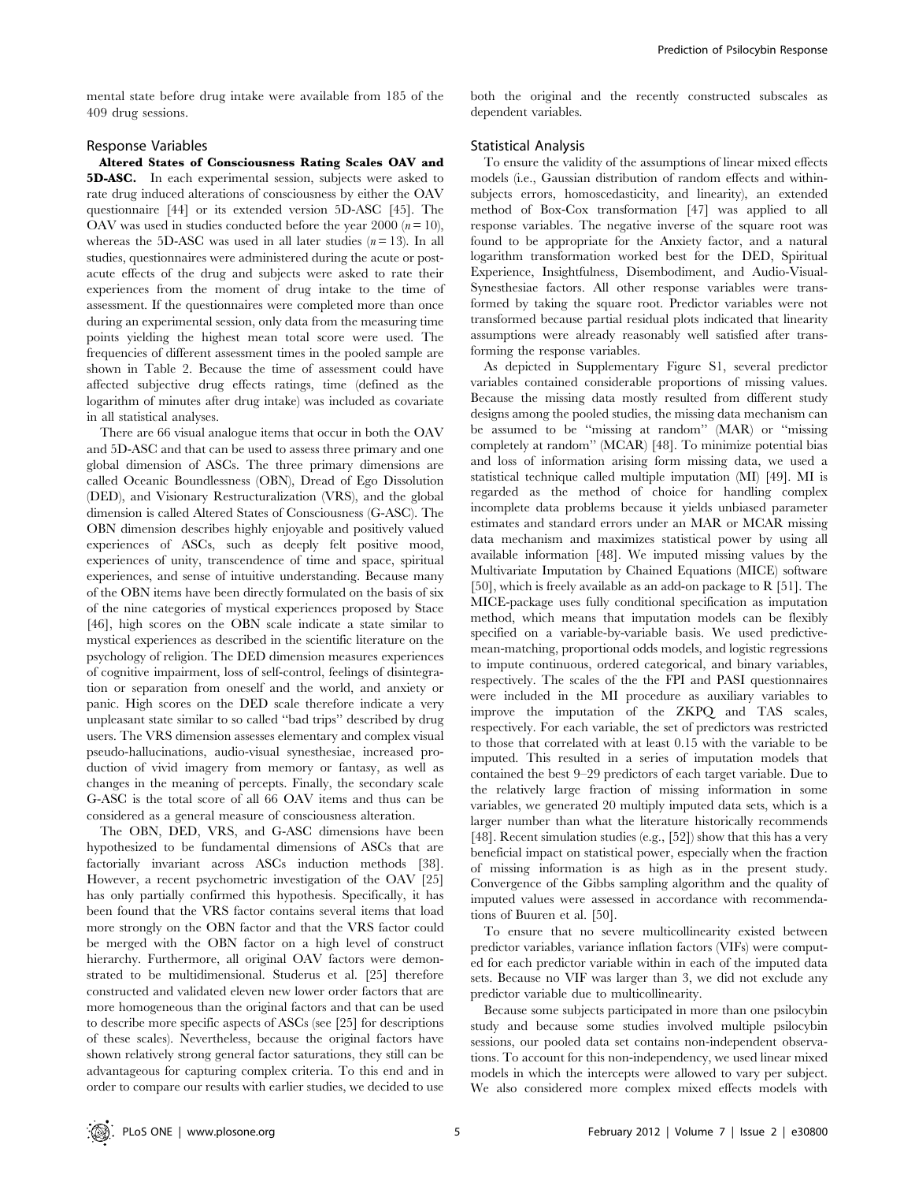mental state before drug intake were available from 185 of the 409 drug sessions.

### Response Variables

**Altered States of Consciousness Rating Scales OAV and 5D-ASC.** In each experimental session, subjects were asked to rate drug induced alterations of consciousness by either the OAV questionnaire [44] or its extended version 5D-ASC [45]. The OAV was used in studies conducted before the year 2000 ($n = 10$), whereas the 5D-ASC was used in all later studies ($n = 13$). In all studies, questionnaires were administered during the acute or post-acute effects of the drug and subjects were asked to rate their experiences from the moment of drug intake to the time of assessment. If the questionnaires were completed more than once during an experimental session, only data from the measuring time points yielding the highest mean total score were used. The frequencies of different assessment times in the pooled sample are shown in Table 2. Because the time of assessment could have affected subjective drug effects ratings, time (defined as the logarithm of minutes after drug intake) was included as covariate in all statistical analyses.

There are 66 visual analogue items that occur in both the OAV and 5D-ASC and that can be used to assess three primary and one global dimension of ASCs. The three primary dimensions are called Oceanic Boundlessness (OBN), Dread of Ego Dissolution (DED), and Visionary Restructuralization (VRS), and the global dimension is called Altered States of Consciousness (G-ASC). The OBN dimension describes highly enjoyable and positively valued experiences of ASCs, such as deeply felt positive mood, experiences of unity, transcendence of time and space, spiritual experiences, and sense of intuitive understanding. Because many of the OBN items have been directly formulated on the basis of six of the nine categories of mystical experiences proposed by Stace [46], high scores on the OBN scale indicate a state similar to mystical experiences as described in the scientific literature on the psychology of religion. The DED dimension measures experiences of cognitive impairment, loss of self-control, feelings of disintegration or separation from oneself and the world, and anxiety or panic. High scores on the DED scale therefore indicate a very unpleasant state similar to so called "bad trips" described by drug users. The VRS dimension assesses elementary and complex visual pseudo-hallucinations, audio-visual synesthesiae, increased production of vivid imagery from memory or fantasy, as well as changes in the meaning of percepts. Finally, the secondary scale G-ASC is the total score of all 66 OAV items and thus can be considered as a general measure of consciousness alteration.

The OBN, DED, VRS, and G-ASC dimensions have been hypothesized to be fundamental dimensions of ASCs that are factorially invariant across ASCs induction methods [38]. However, a recent psychometric investigation of the OAV [25] has only partially confirmed this hypothesis. Specifically, it has been found that the VRS factor contains several items that load more strongly on the OBN factor and that the VRS factor could be merged with the OBN factor on a high level of construct hierarchy. Furthermore, all original OAV factors were demonstrated to be multidimensional. Studerus et al. [25] therefore constructed and validated eleven new lower order factors that are more homogeneous than the original factors and that can be used to describe more specific aspects of ASCs (see [25] for descriptions of these scales). Nevertheless, because the original factors have shown relatively strong general factor saturations, they still can be advantageous for capturing complex criteria. To this end and in order to compare our results with earlier studies, we decided to use both the original and the recently constructed subscales as dependent variables.

### Statistical Analysis

To ensure the validity of the assumptions of linear mixed effects models (i.e., Gaussian distribution of random effects and within-subjects errors, homoscedasticity, and linearity), an extended method of Box-Cox transformation [47] was applied to all response variables. The negative inverse of the square root was found to be appropriate for the Anxiety factor, and a natural logarithm transformation worked best for the DED, Spiritual Experience, Insightfulness, Disembodiment, and Audio-Visual-Synesthesiae factors. All other response variables were transformed by taking the square root. Predictor variables were not transformed because partial residual plots indicated that linearity assumptions were already reasonably well satisfied after transforming the response variables.

As depicted in Supplementary Figure S1, several predictor variables contained considerable proportions of missing values. Because the missing data mostly resulted from different study designs among the pooled studies, the missing data mechanism can be assumed to be "missing at random" (MAR) or "missing completely at random" (MCAR) [48]. To minimize potential bias and loss of information arising form missing data, we used a statistical technique called multiple imputation (MI) [49]. MI is regarded as the method of choice for handling complex incomplete data problems because it yields unbiased parameter estimates and standard errors under an MAR or MCAR missing data mechanism and maximizes statistical power by using all available information [48]. We imputed missing values by the Multivariate Imputation by Chained Equations (MICE) software [50], which is freely available as an add-on package to R [51]. The MICE-package uses fully conditional specification as imputation method, which means that imputation models can be flexibly specified on a variable-by-variable basis. We used predictive-mean-matching, proportional odds models, and logistic regressions to impute continuous, ordered categorical, and binary variables, respectively. The scales of the the FPI and PASI questionnaires were included in the MI procedure as auxiliary variables to improve the imputation of the ZKPQ and TAS scales, respectively. For each variable, the set of predictors was restricted to those that correlated with at least 0.15 with the variable to be imputed. This resulted in a series of imputation models that contained the best 9–29 predictors of each target variable. Due to the relatively large fraction of missing information in some variables, we generated 20 multiply imputed data sets, which is a larger number than what the literature historically recommends [48]. Recent simulation studies (e.g., [52]) show that this has a very beneficial impact on statistical power, especially when the fraction of missing information is as high as in the present study. Convergence of the Gibbs sampling algorithm and the quality of imputed values were assessed in accordance with recommendations of Buuren et al. [50].

To ensure that no severe multicollinearity existed between predictor variables, variance inflation factors (VIFs) were computed for each predictor variable within in each of the imputed data sets. Because no VIF was larger than 3, we did not exclude any predictor variable due to multicollinearity.

Because some subjects participated in more than one psilocybin study and because some studies involved multiple psilocybin sessions, our pooled data set contains non-independent observations. To account for this non-independency, we used linear mixed models in which the intercepts were allowed to vary per subject. We also considered more complex mixed effects models with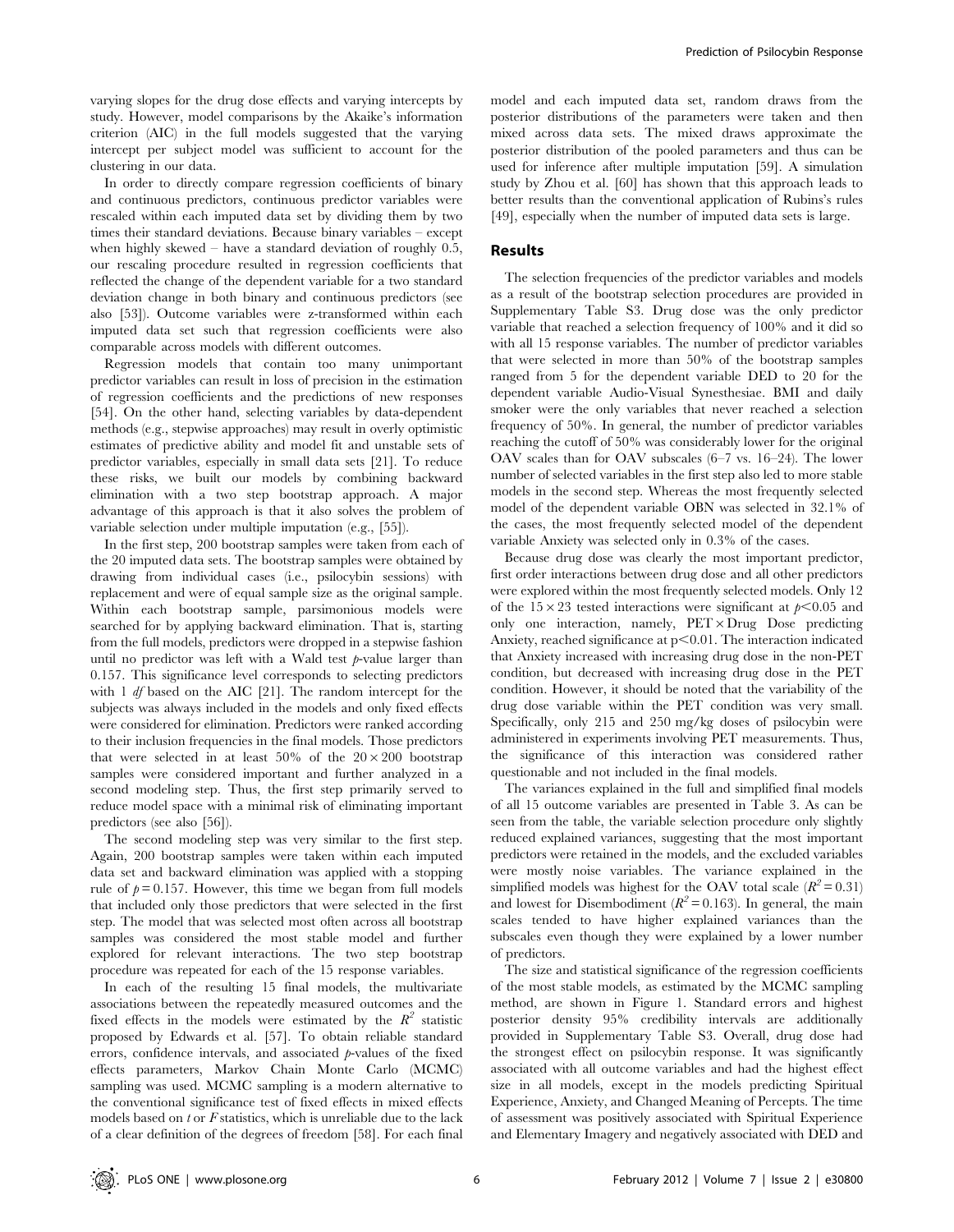varying slopes for the drug dose effects and varying intercepts by study. However, model comparisons by the Akaike's information criterion (AIC) in the full models suggested that the varying intercept per subject model was sufficient to account for the clustering in our data.

In order to directly compare regression coefficients of binary and continuous predictors, continuous predictor variables were rescaled within each imputed data set by dividing them by two times their standard deviations. Because binary variables – except when highly skewed – have a standard deviation of roughly 0.5, our rescaling procedure resulted in regression coefficients that reflected the change of the dependent variable for a two standard deviation change in both binary and continuous predictors (see also [53]). Outcome variables were z-transformed within each imputed data set such that regression coefficients were also comparable across models with different outcomes.

Regression models that contain too many unimportant predictor variables can result in loss of precision in the estimation of regression coefficients and the predictions of new responses [54]. On the other hand, selecting variables by data-dependent methods (e.g., stepwise approaches) may result in overly optimistic estimates of predictive ability and model fit and unstable sets of predictor variables, especially in small data sets [21]. To reduce these risks, we built our models by combining backward elimination with a two step bootstrap approach. A major advantage of this approach is that it also solves the problem of variable selection under multiple imputation (e.g., [55]).

In the first step, 200 bootstrap samples were taken from each of the 20 imputed data sets. The bootstrap samples were obtained by drawing from individual cases (i.e., psilocybin sessions) with replacement and were of equal sample size as the original sample. Within each bootstrap sample, parsimonious models were searched for by applying backward elimination. That is, starting from the full models, predictors were dropped in a stepwise fashion until no predictor was left with a Wald test $p$-value larger than 0.157. This significance level corresponds to selecting predictors with 1 *df* based on the AIC [21]. The random intercept for the subjects was always included in the models and only fixed effects were considered for elimination. Predictors were ranked according to their inclusion frequencies in the final models. Those predictors that were selected in at least 50% of the $20 \times 200$ bootstrap samples were considered important and further analyzed in a second modeling step. Thus, the first step primarily served to reduce model space with a minimal risk of eliminating important predictors (see also [56]).

The second modeling step was very similar to the first step. Again, 200 bootstrap samples were taken within each imputed data set and backward elimination was applied with a stopping rule of $p = 0.157$. However, this time we began from full models that included only those predictors that were selected in the first step. The model that was selected most often across all bootstrap samples was considered the most stable model and further explored for relevant interactions. The two step bootstrap procedure was repeated for each of the 15 response variables.

In each of the resulting 15 final models, the multivariate associations between the repeatedly measured outcomes and the fixed effects in the models were estimated by the $R^2$ statistic proposed by Edwards et al. [57]. To obtain reliable standard errors, confidence intervals, and associated $p$-values of the fixed effects parameters, Markov Chain Monte Carlo (MCMC) sampling was used. MCMC sampling is a modern alternative to the conventional significance test of fixed effects in mixed effects models based on $t$ or $F$ statistics, which is unreliable due to the lack of a clear definition of the degrees of freedom [58]. For each final model and each imputed data set, random draws from the posterior distributions of the parameters were taken and then mixed across data sets. The mixed draws approximate the posterior distribution of the pooled parameters and thus can be used for inference after multiple imputation [59]. A simulation study by Zhou et al. [60] has shown that this approach leads to better results than the conventional application of Rubins's rules [49], especially when the number of imputed data sets is large.

## Results

The selection frequencies of the predictor variables and models as a result of the bootstrap selection procedures are provided in Supplementary Table S3. Drug dose was the only predictor variable that reached a selection frequency of 100% and it did so with all 15 response variables. The number of predictor variables that were selected in more than 50% of the bootstrap samples ranged from 5 for the dependent variable DED to 20 for the dependent variable Audio-Visual Synesthesiae. BMI and daily smoker were the only variables that never reached a selection frequency of 50%. In general, the number of predictor variables reaching the cutoff of 50% was considerably lower for the original OAV scales than for OAV subscales (6–7 vs. 16–24). The lower number of selected variables in the first step also led to more stable models in the second step. Whereas the most frequently selected model of the dependent variable OBN was selected in 32.1% of the cases, the most frequently selected model of the dependent variable Anxiety was selected only in 0.3% of the cases.

Because drug dose was clearly the most important predictor, first order interactions between drug dose and all other predictors were explored within the most frequently selected models. Only 12 of the $15 \times 23$ tested interactions were significant at $p<0.05$ and only one interaction, namely, PET × Drug Dose predicting Anxiety, reached significance at $p<0.01$. The interaction indicated that Anxiety increased with increasing drug dose in the non-PET condition, but decreased with increasing drug dose in the PET condition. However, it should be noted that the variability of the drug dose variable within the PET condition was very small. Specifically, only 215 and 250 mg/kg doses of psilocybin were administered in experiments involving PET measurements. Thus, the significance of this interaction was considered rather questionable and not included in the final models.

The variances explained in the full and simplified final models of all 15 outcome variables are presented in Table 3. As can be seen from the table, the variable selection procedure only slightly reduced explained variances, suggesting that the most important predictors were retained in the models, and the excluded variables were mostly noise variables. The variance explained in the simplified models was highest for the OAV total scale ($R^2 = 0.31$) and lowest for Disembodiment ($R^2 = 0.163$). In general, the main scales tended to have higher explained variances than the subscales even though they were explained by a lower number of predictors.

The size and statistical significance of the regression coefficients of the most stable models, as estimated by the MCMC sampling method, are shown in Figure 1. Standard errors and highest posterior density 95% credibility intervals are additionally provided in Supplementary Table S3. Overall, drug dose had the strongest effect on psilocybin response. It was significantly associated with all outcome variables and had the highest effect size in all models, except in the models predicting Spiritual Experience, Anxiety, and Changed Meaning of Percepts. The time of assessment was positively associated with Spiritual Experience and Elementary Imagery and negatively associated with DED and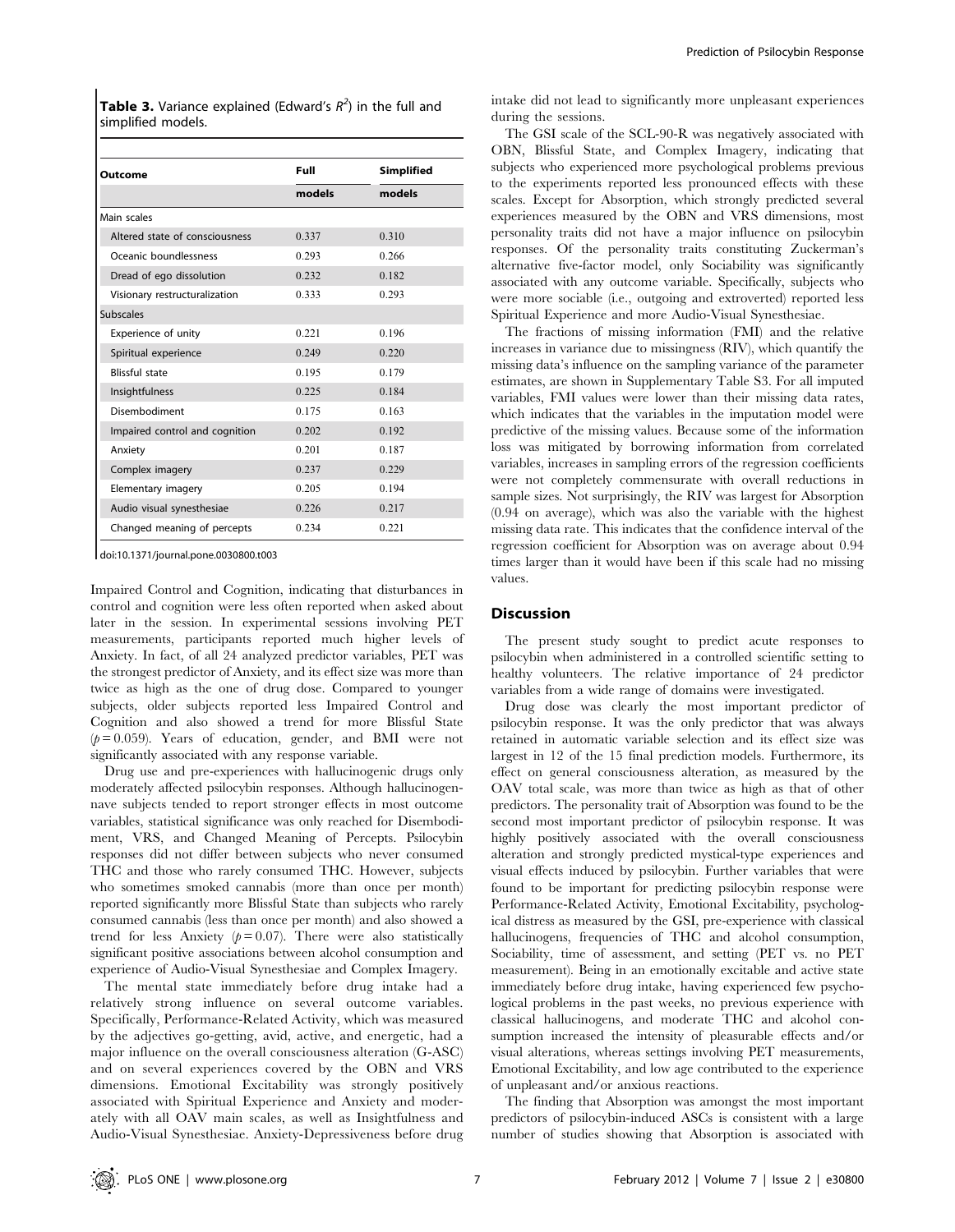**Table 3.** Variance explained (Edward's $R^2$) in the full and simplified models.

| Outcome | Full models | Simplified models |
|---|---|---|
| Main scales | | |
| Altered state of consciousness | 0.337 | 0.310 |
| Oceanic boundlessness | 0.293 | 0.266 |
| Dread of ego dissolution | 0.232 | 0.182 |
| Visionary restructuralization | 0.333 | 0.293 |
| Subscales | | |
| Experience of unity | 0.221 | 0.196 |
| Spiritual experience | 0.249 | 0.220 |
| Blissful state | 0.195 | 0.179 |
| Insightfulness | 0.225 | 0.184 |
| Disembodiment | 0.175 | 0.163 |
| Impaired control and cognition | 0.202 | 0.192 |
| Anxiety | 0.201 | 0.187 |
| Complex imagery | 0.237 | 0.229 |
| Elementary imagery | 0.205 | 0.194 |
| Audio visual synesthesiae | 0.226 | 0.217 |
| Changed meaning of percepts | 0.234 | 0.221 |

doi:10.1371/journal.pone.0030800.t003

Impaired Control and Cognition, indicating that disturbances in control and cognition were less often reported when asked about later in the session. In experimental sessions involving PET measurements, participants reported much higher levels of Anxiety. In fact, of all 24 analyzed predictor variables, PET was the strongest predictor of Anxiety, and its effect size was more than twice as high as the one of drug dose. Compared to younger subjects, older subjects reported less Impaired Control and Cognition and also showed a trend for more Blissful State ($p = 0.059$). Years of education, gender, and BMI were not significantly associated with any response variable.

Drug use and pre-experiences with hallucinogenic drugs only moderately affected psilocybin responses. Although hallucinogen-naive subjects tended to report stronger effects in most outcome variables, statistical significance was only reached for Disembodiment, VRS, and Changed Meaning of Percepts. Psilocybin responses did not differ between subjects who never consumed THC and those who rarely consumed THC. However, subjects who sometimes smoked cannabis (more than once per month) reported significantly more Blissful State than subjects who rarely consumed cannabis (less than once per month) and also showed a trend for less Anxiety ($p = 0.07$). There were also statistically significant positive associations between alcohol consumption and experience of Audio-Visual Synesthesiae and Complex Imagery.

The mental state immediately before drug intake had a relatively strong influence on several outcome variables. Specifically, Performance-Related Activity, which was measured by the adjectives go-getting, avid, active, and energetic, had a major influence on the overall consciousness alteration (G-ASC) and on several experiences covered by the OBN and VRS dimensions. Emotional Excitability was strongly positively associated with Spiritual Experience and Anxiety and moderately with all OAV main scales, as well as Insightfulness and Audio-Visual Synesthesiae. Anxiety-Depressiveness before drug intake did not lead to significantly more unpleasant experiences during the sessions.

The GSI scale of the SCL-90-R was negatively associated with OBN, Blissful State, and Complex Imagery, indicating that subjects who experienced more psychological problems previous to the experiments reported less pronounced effects with these scales. Except for Absorption, which strongly predicted several experiences measured by the OBN and VRS dimensions, most personality traits did not have a major influence on psilocybin responses. Of the personality traits constituting Zuckerman's alternative five-factor model, only Sociability was significantly associated with any outcome variable. Specifically, subjects who were more sociable (i.e., outgoing and extroverted) reported less Spiritual Experience and more Audio-Visual Synesthesiae.

The fractions of missing information (FMI) and the relative increases in variance due to missingness (RIV), which quantify the missing data's influence on the sampling variance of the parameter estimates, are shown in Supplementary Table S3. For all imputed variables, FMI values were lower than their missing data rates, which indicates that the variables in the imputation model were predictive of the missing values. Because some of the information loss was mitigated by borrowing information from correlated variables, increases in sampling errors of the regression coefficients were not completely commensurate with overall reductions in sample sizes. Not surprisingly, the RIV was largest for Absorption (0.94 on average), which was also the variable with the highest missing data rate. This indicates that the confidence interval of the regression coefficient for Absorption was on average about 0.94 times larger than it would have been if this scale had no missing values.

## Discussion

The present study sought to predict acute responses to psilocybin when administered in a controlled scientific setting to healthy volunteers. The relative importance of 24 predictor variables from a wide range of domains were investigated.

Drug dose was clearly the most important predictor of psilocybin response. It was the only predictor that was always retained in automatic variable selection and its effect size was largest in 12 of the 15 final prediction models. Furthermore, its effect on general consciousness alteration, as measured by the OAV total scale, was more than twice as high as that of other predictors. The personality trait of Absorption was found to be the second most important predictor of psilocybin response. It was highly positively associated with the overall consciousness alteration and strongly predicted mystical-type experiences and visual effects induced by psilocybin. Further variables that were found to be important for predicting psilocybin response were Performance-Related Activity, Emotional Excitability, psychological distress as measured by the GSI, pre-experience with classical hallucinogens, frequencies of THC and alcohol consumption, Sociability, time of assessment, and setting (PET vs. no PET measurement). Being in an emotionally excitable and active state immediately before drug intake, having experienced few psychological problems in the past weeks, no previous experience with classical hallucinogens, and moderate THC and alcohol consumption increased the intensity of pleasurable effects and/or visual alterations, whereas settings involving PET measurements, Emotional Excitability, and low age contributed to the experience of unpleasant and/or anxious reactions.

The finding that Absorption was amongst the most important predictors of psilocybin-induced ASCs is consistent with a large number of studies showing that Absorption is associated with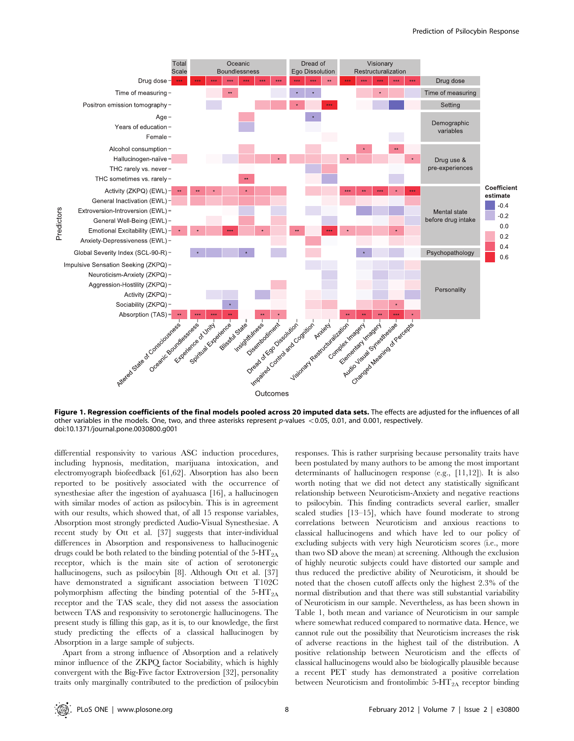**Figure 1. Regression coefficients of the final models pooled across 20 imputed data sets.** The effects are adjusted for the influences of all other variables in the models. One, two, and three asterisks represent *p*-values $<0.05$, 0.01, and 0.001, respectively.
doi:10.1371/journal.pone.0030800.g001

differential responsivity to various ASC induction procedures, including hypnosis, meditation, marijuana intoxication, and electromyograph biofeedback [61,62]. Absorption has also been reported to be positively associated with the occurrence of synesthesiae after the ingestion of ayahuasca [16], a hallucinogen with similar modes of action as psilocybin. This is in agreement with our results, which showed that, of all 15 response variables, Absorption most strongly predicted Audio-Visual Synesthesiae. A recent study by Ott et al. [37] suggests that inter-individual differences in Absorption and responsiveness to hallucinogenic drugs could be both related to the binding potential of the 5-$HT_{2A}$ receptor, which is the main site of action of serotonergic hallucinogens, such as psilocybin [8]. Although Ott et al. [37] have demonstrated a significant association between T102C polymorphism affecting the binding potential of the 5-$HT_{2A}$ receptor and the TAS scale, they did not assess the association between TAS and responsivity to serotonergic hallucinogens. The present study is filling this gap, as it is, to our knowledge, the first study predicting the effects of a classical hallucinogen by Absorption in a large sample of subjects.

Apart from a strong influence of Absorption and a relatively minor influence of the ZKPQ factor Sociability, which is highly convergent with the Big-Five factor Extroversion [32], personality traits only marginally contributed to the prediction of psilocybin responses. This is rather surprising because personality traits have been postulated by many authors to be among the most important determinants of hallucinogen response (e.g., [11,12]). It is also worth noting that we did not detect any statistically significant relationship between Neuroticism-Anxiety and negative reactions to psilocybin. This finding contradicts several earlier, smaller scaled studies [13–15], which have found moderate to strong correlations between Neuroticism and anxious reactions to classical hallucinogens and which have led to our policy of excluding subjects with very high Neuroticism scores (i.e., more than two SD above the mean) at screening. Although the exclusion of highly neurotic subjects could have distorted our sample and thus reduced the predictive ability of Neuroticism, it should be noted that the chosen cutoff affects only the highest 2.3% of the normal distribution and that there was still substantial variability of Neuroticism in our sample. Nevertheless, as has been shown in Table 1, both mean and variance of Neuroticism in our sample where somewhat reduced compared to normative data. Hence, we cannot rule out the possibility that Neuroticism increases the risk of adverse reactions in the highest tail of the distribution. A positive relationship between Neuroticism and the effects of classical hallucinogens would also be biologically plausible because a recent PET study has demonstrated a positive correlation between Neuroticism and frontolimbic 5-$HT_{2A}$ receptor binding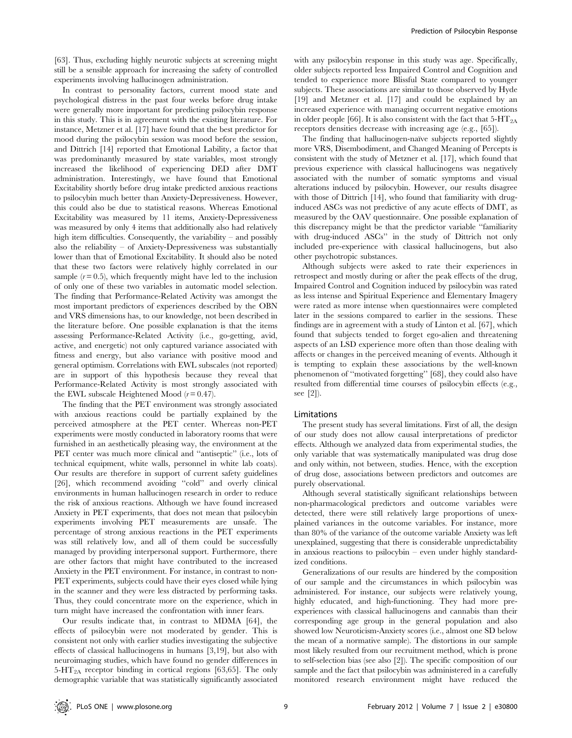[63]. Thus, excluding highly neurotic subjects at screening might still be a sensible approach for increasing the safety of controlled experiments involving hallucinogen administration.

In contrast to personality factors, current mood state and psychological distress in the past four weeks before drug intake were generally more important for predicting psilocybin response in this study. This is in agreement with the existing literature. For instance, Metzner et al. [17] have found that the best predictor for mood during the psilocybin session was mood before the session, and Dittrich [14] reported that Emotional Lability, a factor that was predominantly measured by state variables, most strongly increased the likelihood of experiencing DED after DMT administration. Interestingly, we have found that Emotional Excitability shortly before drug intake predicted anxious reactions to psilocybin much better than Anxiety-Depressiveness. However, this could also be due to statistical reasons. Whereas Emotional Excitability was measured by 11 items, Anxiety-Depressiveness was measured by only 4 items that additionally also had relatively high item difficulties. Consequently, the variability – and possibly also the reliability – of Anxiety-Depressiveness was substantially lower than that of Emotional Excitability. It should also be noted that these two factors were relatively highly correlated in our sample ($r = 0.5$), which frequently might have led to the inclusion of only one of these two variables in automatic model selection. The finding that Performance-Related Activity was amongst the most important predictors of experiences described by the OBN and VRS dimensions has, to our knowledge, not been described in the literature before. One possible explanation is that the items assessing Performance-Related Activity (i.e., go-getting, avid, active, and energetic) not only captured variance associated with fitness and energy, but also variance with positive mood and general optimism. Correlations with EWL subscales (not reported) are in support of this hypothesis because they reveal that Performance-Related Activity is most strongly associated with the EWL subscale Heightened Mood ($r = 0.47$).

The finding that the PET environment was strongly associated with anxious reactions could be partially explained by the perceived atmosphere at the PET center. Whereas non-PET experiments were mostly conducted in laboratory rooms that were furnished in an aesthetically pleasing way, the environment at the PET center was much more clinical and "antiseptic" (i.e., lots of technical equipment, white walls, personnel in white lab coats). Our results are therefore in support of current safety guidelines [26], which recommend avoiding "cold" and overly clinical environments in human hallucinogen research in order to reduce the risk of anxious reactions. Although we have found increased Anxiety in PET experiments, that does not mean that psilocybin experiments involving PET measurements are unsafe. The percentage of strong anxious reactions in the PET experiments was still relatively low, and all of them could be successfully managed by providing interpersonal support. Furthermore, there are other factors that might have contributed to the increased Anxiety in the PET environment. For instance, in contrast to non-PET experiments, subjects could have their eyes closed while lying in the scanner and they were less distracted by performing tasks. Thus, they could concentrate more on the experience, which in turn might have increased the confrontation with inner fears.

Our results indicate that, in contrast to MDMA [64], the effects of psilocybin were not moderated by gender. This is consistent not only with earlier studies investigating the subjective effects of classical hallucinogens in humans [3,19], but also with neuroimaging studies, which have found no gender differences in $5\text{-HT}_{2A}$ receptor binding in cortical regions [63,65]. The only demographic variable that was statistically significantly associated with any psilocybin response in this study was age. Specifically, older subjects reported less Impaired Control and Cognition and tended to experience more Blissful State compared to younger subjects. These associations are similar to those observed by Hyde [19] and Metzner et al. [17] and could be explained by an increased experience with managing occurrent negative emotions in older people [66]. It is also consistent with the fact that $5\text{-HT}_{2A}$ receptors densities decrease with increasing age (e.g., [65]).

The finding that hallucinogen-naïve subjects reported slightly more VRS, Disembodiment, and Changed Meaning of Percepts is consistent with the study of Metzner et al. [17], which found that previous experience with classical hallucinogens was negatively associated with the number of somatic symptoms and visual alterations induced by psilocybin. However, our results disagree with those of Dittrich [14], who found that familiarity with drug-induced ASCs was not predictive of any acute effects of DMT, as measured by the OAV questionnaire. One possible explanation of this discrepancy might be that the predictor variable "familiarity with drug-induced ASCs" in the study of Dittrich not only included pre-experience with classical hallucinogens, but also other psychotropic substances.

Although subjects were asked to rate their experiences in retrospect and mostly during or after the peak effects of the drug, Impaired Control and Cognition induced by psilocybin was rated as less intense and Spiritual Experience and Elementary Imagery were rated as more intense when questionnaires were completed later in the sessions compared to earlier in the sessions. These findings are in agreement with a study of Linton et al. [67], which found that subjects tended to forget ego-alien and threatening aspects of an LSD experience more often than those dealing with affects or changes in the perceived meaning of events. Although it is tempting to explain these associations by the well-known phenomenon of "motivated forgetting" [68], they could also have resulted from differential time courses of psilocybin effects (e.g., see [2]).

### Limitations

The present study has several limitations. First of all, the design of our study does not allow causal interpretations of predictor effects. Although we analyzed data from experimental studies, the only variable that was systematically manipulated was drug dose and only within, not between, studies. Hence, with the exception of drug dose, associations between predictors and outcomes are purely observational.

Although several statistically significant relationships between non-pharmacological predictors and outcome variables were detected, there were still relatively large proportions of unexplained variances in the outcome variables. For instance, more than 80% of the variance of the outcome variable Anxiety was left unexplained, suggesting that there is considerable unpredictability in anxious reactions to psilocybin – even under highly standardized conditions.

Generalizations of our results are hindered by the composition of our sample and the circumstances in which psilocybin was administered. For instance, our subjects were relatively young, highly educated, and high-functioning. They had more pre-experiences with classical hallucinogens and cannabis than their corresponding age group in the general population and also showed low Neuroticism-Anxiety scores (i.e., almost one SD below the mean of a normative sample). The distortions in our sample most likely resulted from our recruitment method, which is prone to self-selection bias (see also [2]). The specific composition of our sample and the fact that psilocybin was administered in a carefully monitored research environment might have reduced the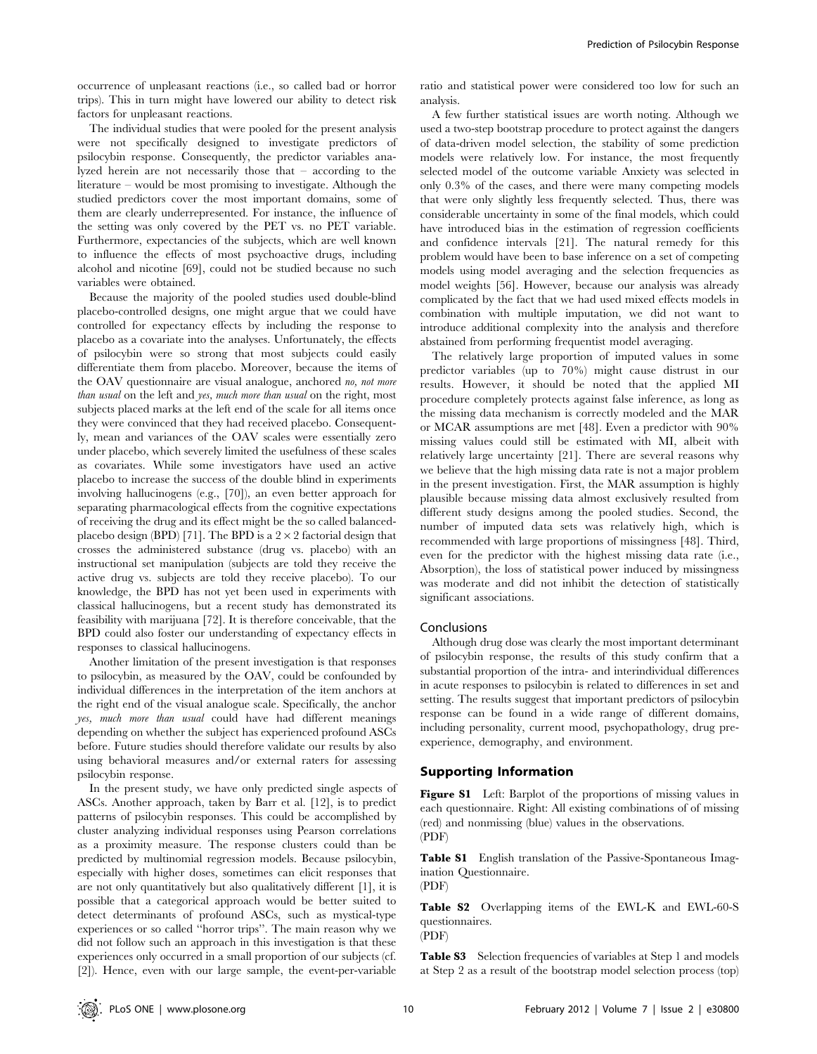occurrence of unpleasant reactions (i.e., so called bad or horror trips). This in turn might have lowered our ability to detect risk factors for unpleasant reactions.

The individual studies that were pooled for the present analysis were not specifically designed to investigate predictors of psilocybin response. Consequently, the predictor variables analyzed herein are not necessarily those that – according to the literature – would be most promising to investigate. Although the studied predictors cover the most important domains, some of them are clearly underrepresented. For instance, the influence of the setting was only covered by the PET vs. no PET variable. Furthermore, expectancies of the subjects, which are well known to influence the effects of most psychoactive drugs, including alcohol and nicotine [69], could not be studied because no such variables were obtained.

Because the majority of the pooled studies used double-blind placebo-controlled designs, one might argue that we could have controlled for expectancy effects by including the response to placebo as a covariate into the analyses. Unfortunately, the effects of psilocybin were so strong that most subjects could easily differentiate them from placebo. Moreover, because the items of the OAV questionnaire are visual analogue, anchored *no, not more than usual* on the left and *yes, much more than usual* on the right, most subjects placed marks at the left end of the scale for all items once they were convinced that they had received placebo. Consequently, mean and variances of the OAV scales were essentially zero under placebo, which severely limited the usefulness of these scales as covariates. While some investigators have used an active placebo to increase the success of the double blind in experiments involving hallucinogens (e.g., [70]), an even better approach for separating pharmacological effects from the cognitive expectations of receiving the drug and its effect might be the so called balanced-placebo design (BPD) [71]. The BPD is a $2 \times 2$ factorial design that crosses the administered substance (drug vs. placebo) with an instructional set manipulation (subjects are told they receive the active drug vs. subjects are told they receive placebo). To our knowledge, the BPD has not yet been used in experiments with classical hallucinogens, but a recent study has demonstrated its feasibility with marijuana [72]. It is therefore conceivable, that the BPD could also foster our understanding of expectancy effects in responses to classical hallucinogens.

Another limitation of the present investigation is that responses to psilocybin, as measured by the OAV, could be confounded by individual differences in the interpretation of the item anchors at the right end of the visual analogue scale. Specifically, the anchor *yes, much more than usual* could have had different meanings depending on whether the subject has experienced profound ASCs before. Future studies should therefore validate our results by also using behavioral measures and/or external raters for assessing psilocybin response.

In the present study, we have only predicted single aspects of ASCs. Another approach, taken by Barr et al. [12], is to predict patterns of psilocybin responses. This could be accomplished by cluster analyzing individual responses using Pearson correlations as a proximity measure. The response clusters could than be predicted by multinomial regression models. Because psilocybin, especially with higher doses, sometimes can elicit responses that are not only quantitatively but also qualitatively different [1], it is possible that a categorical approach would be better suited to detect determinants of profound ASCs, such as mystical-type experiences or so called "horror trips". The main reason why we did not follow such an approach in this investigation is that these experiences only occurred in a small proportion of our subjects (cf. [2]). Hence, even with our large sample, the event-per-variable ratio and statistical power were considered too low for such an analysis.

A few further statistical issues are worth noting. Although we used a two-step bootstrap procedure to protect against the dangers of data-driven model selection, the stability of some prediction models were relatively low. For instance, the most frequently selected model of the outcome variable Anxiety was selected in only 0.3% of the cases, and there were many competing models that were only slightly less frequently selected. Thus, there was considerable uncertainty in some of the final models, which could have introduced bias in the estimation of regression coefficients and confidence intervals [21]. The natural remedy for this problem would have been to base inference on a set of competing models using model averaging and the selection frequencies as model weights [56]. However, because our analysis was already complicated by the fact that we had used mixed effects models in combination with multiple imputation, we did not want to introduce additional complexity into the analysis and therefore abstained from performing frequentist model averaging.

The relatively large proportion of imputed values in some predictor variables (up to 70%) might cause distrust in our results. However, it should be noted that the applied MI procedure completely protects against false inference, as long as the missing data mechanism is correctly modeled and the MAR or MCAR assumptions are met [48]. Even a predictor with 90% missing values could still be estimated with MI, albeit with relatively large uncertainty [21]. There are several reasons why we believe that the high missing data rate is not a major problem in the present investigation. First, the MAR assumption is highly plausible because missing data almost exclusively resulted from different study designs among the pooled studies. Second, the number of imputed data sets was relatively high, which is recommended with large proportions of missingness [48]. Third, even for the predictor with the highest missing data rate (i.e., Absorption), the loss of statistical power induced by missingness was moderate and did not inhibit the detection of statistically significant associations.

### Conclusions

Although drug dose was clearly the most important determinant of psilocybin response, the results of this study confirm that a substantial proportion of the intra- and interindividual differences in acute responses to psilocybin is related to differences in set and setting. The results suggest that important predictors of psilocybin response can be found in a wide range of different domains, including personality, current mood, psychopathology, drug pre-experience, demography, and environment.

## Supporting Information

**Figure S1** Left: Barplot of the proportions of missing values in each questionnaire. Right: All existing combinations of of missing (red) and nonmissing (blue) values in the observations.
(PDF)

**Table S1** English translation of the Passive-Spontaneous Imagination Questionnaire.
(PDF)

**Table S2** Overlapping items of the EWL-K and EWL-60-S questionnaires.
(PDF)

**Table S3** Selection frequencies of variables at Step 1 and models at Step 2 as a result of the bootstrap model selection process (top)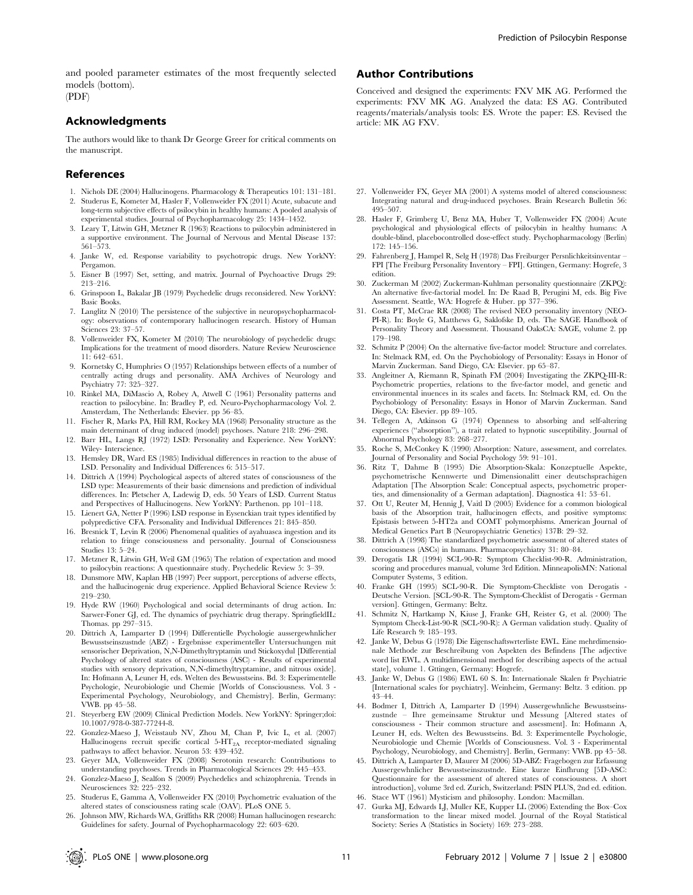and pooled parameter estimates of the most frequently selected models (bottom).
(PDF)

## Acknowledgments

The authors would like to thank Dr George Greer for critical comments on the manuscript.

## Author Contributions

Conceived and designed the experiments: FXV MK AG. Performed the experiments: FXV MK AG. Analyzed the data: ES AG. Contributed reagents/materials/analysis tools: ES. Wrote the paper: ES. Revised the article: MK AG FXV.

## References

1. Nichols DE (2004) Hallucinogens. Pharmacology & Therapeutics 101: 131–181.
2. Studerus E, Kometer M, Hasler F, Vollenweider FX (2011) Acute, subacute and long-term subjective effects of psilocybin in healthy humans: A pooled analysis of experimental studies. Journal of Psychopharmacology 25: 1434–1452.
3. Leary T, Litwin GH, Metzner R (1963) Reactions to psilocybin administered in a supportive environment. The Journal of Nervous and Mental Disease 137: 561–573.
4. Janke W, ed. Response variability to psychotropic drugs. New YorkNY: Pergamon.
5. Eisner B (1997) Set, setting, and matrix. Journal of Psychoactive Drugs 29: 213–216.
6. Grinspoon L, Bakalar JB (1979) Psychedelic drugs reconsidered. New YorkNY: Basic Books.
7. Langlitz N (2010) The persistence of the subjective in neuropsychopharmacology: observations of contemporary hallucinogen research. History of Human Sciences 23: 37–57.
8. Vollenweider FX, Kometer M (2010) The neurobiology of psychedelic drugs: Implications for the treatment of mood disorders. Nature Review Neuroscience 11: 642–651.
9. Kornetsky C, Humphries O (1957) Relationships between effects of a number of centrally acting drugs and personality. AMA Archives of Neurology and Psychiatry 77: 325–327.
10. Rinkel MA, DiMascio A, Robey A, Atwell C (1961) Personality patterns and reaction to psilocybine. In: Bradley P, ed. Neuro-Psychopharmacology Vol. 2. Amsterdam, The Netherlands: Elsevier. pp 56–85.
11. Fischer R, Marks PA, Hill RM, Rockey MA (1968) Personality structure as the main determinant of drug induced (model) psychoses. Nature 218: 296–298.
12. Barr HL, Langs RJ (1972) LSD: Personality and Experience. New YorkNY: Wiley- Interscience.
13. Hemsley DR, Ward ES (1985) Individual differences in reaction to the abuse of LSD. Personality and Individual Differences 6: 515–517.
14. Dittrich A (1994) Psychological aspects of altered states of consciousness of the LSD type: Measurements of their basic dimensions and prediction of individual differences. In: Pletscher A, Ladewig D, eds. 50 Years of LSD. Current Status and Perspectives of Hallucinogens. New YorkNY: Parthenon. pp 101–118.
15. Lienert GA, Netter P (1996) LSD response in Eysenckian trait types identified by polypredictive CFA. Personality and Individual Differences 21: 845–850.
16. Bresnick T, Levin R (2006) Phenomenal qualities of ayahuasca ingestion and its relation to fringe consciousness and personality. Journal of Consciousness Studies 13: 5–24.
17. Metzner R, Litwin GH, Weil GM (1965) The relation of expectation and mood to psilocybin reactions: A questionnaire study. Psychedelic Review 5: 3–39.
18. Dunsmore MW, Kaplan HB (1997) Peer support, perceptions of adverse effects, and the hallucinogenic drug experience. Applied Behavioral Science Review 5: 219–230.
19. Hyde RW (1960) Psychological and social determinants of drug action. In: Sarwer-Foner GJ, ed. The dynamics of psychiatric drug therapy. SpringfieldIL: Thomas. pp 297–315.
20. Dittrich A, Lamparter D (1994) Differentielle Psychologie aussergewhnlicher Bewusstseinszustnde (ABZ) - Ergebnisse experimenteller Untersuchungen mit sensorischer Deprivation, N,N-Dimethyltryptamin und Stickoxydul [Differential Psychology of altered states of consciousness (ASC) - Results of experimental studies with sensory deprivation, N,N-dimethyltryptamine, and nitrous oxide]. In: Hofmann A, Leuner H, eds. Welten des Bewusstseins. Bd. 3: Experimentelle Psychologie, Neurobiologie und Chemie [Worlds of Consciousness. Vol. 3 - Experimental Psychology, Neurobiology, and Chemistry]. Berlin, Germany: VWB. pp 45–58.
21. Steyerberg EW (2009) Clinical Prediction Models. New YorkNY: Springer;doi: 10.1007/978-0-387-77244-8.
22. Gonzlez-Maeso J, Weisstaub NV, Zhou M, Chan P, Ivic L, et al. (2007) Hallucinogens recruit specific cortical 5-$HT_{2A}$ receptor-mediated signaling pathways to affect behavior. Neuron 53: 439–452.
23. Geyer MA, Vollenweider FX (2008) Serotonin research: Contributions to understanding psychoses. Trends in Pharmacological Sciences 29: 445–453.
24. Gonzlez-Maeso J, Sealfon S (2009) Psychedelics and schizophrenia. Trends in Neurosciences 32: 225–232.
25. Studerus E, Gamma A, Vollenweider FX (2010) Psychometric evaluation of the altered states of consciousness rating scale (OAV). PLoS ONE 5.
26. Johnson MW, Richards WA, Griffiths RR (2008) Human hallucinogen research: Guidelines for safety. Journal of Psychopharmacology 22: 603–620.
27. Vollenweider FX, Geyer MA (2001) A systems model of altered consciousness: Integrating natural and drug-induced psychoses. Brain Research Bulletin 56: 495–507.
28. Hasler F, Grimberg U, Benz MA, Huber T, Vollenweider FX (2004) Acute psychological and physiological effects of psilocybin in healthy humans: A double-blind, placebocontrolled dose-effect study. Psychopharmacology (Berlin) 172: 145–156.
29. Fahrenberg J, Hampel R, Selg H (1978) Das Freiburger Persnlichkeitsinventar – FPI [The Freiburg Personality Inventory – FPI]. Gttingen, Germany: Hogrefe, 3 edition.
30. Zuckerman M (2002) Zuckerman-Kuhlman personality questionnaire (ZKPQ): An alternative five-factorial model. In: De Raad B, Perugini M, eds. Big Five Assessment. Seattle, WA: Hogrefe & Huber. pp 377–396.
31. Costa PT, McCrae RR (2008) The revised NEO personality inventory (NEO-PI-R). In: Boyle G, Matthews G, Saklofske D, eds. The SAGE Handbook of Personality Theory and Assessment. Thousand OaksCA: SAGE, volume 2. pp 179–198.
32. Schmitz P (2004) On the alternative five-factor model: Structure and correlates. In: Stelmack RM, ed. On the Psychobiology of Personality: Essays in Honor of Marvin Zuckerman. Sand Diego, CA: Elsevier. pp 65–87.
33. Angleitner A, Riemann R, Spinath FM (2004) Investigating the ZKPQ-III-R: Psychometric properties, relations to the five-factor model, and genetic and environmental inuences in its scales and facets. In: Stelmack RM, ed. On the Psychobiology of Personality: Essays in Honor of Marvin Zuckerman. Sand Diego, CA: Elsevier. pp 89–105.
34. Tellegen A, Atkinson G (1974) Openness to absorbing and self-altering experiences ("absorption"), a trait related to hypnotic susceptibility. Journal of Abnormal Psychology 83: 268–277.
35. Roche S, McConkey K (1990) Absorption: Nature, assessment, and correlates. Journal of Personality and Social Psychology 59: 91–101.
36. Ritz T, Dahme B (1995) Die Absorption-Skala: Konzeptuelle Aspekte, psychometrische Kennwerte und Dimensionalitt einer deutschsprachigen Adaptation [The Absorption Scale: Conceptual aspects, psychometric properties, and dimensionality of a German adaptation]. Diagnostica 41: 53–61.
37. Ott U, Reuter M, Hennig J, Vaitl D (2005) Evidence for a common biological basis of the Absorption trait, hallucinogen effects, and positive symptoms: Epistasis between 5-HT2a and COMT polymorphisms. American Journal of Medical Genetics Part B (Neuropsychiatric Genetics) 137B: 29–32.
38. Dittrich A (1998) The standardized psychometric assessment of altered states of consciousness (ASCs) in humans. Pharmacopsychiatry 31: 80–84.
39. Derogatis LR (1994) SCL-90-R: Symptom Checklist-90-R. Administration, scoring and procedures manual, volume 3rd Edition. MinneapolisMN: National Computer Systems, 3 edition.
40. Franke GH (1995) SCL-90-R. Die Symptom-Checkliste von Derogatis - Deutsche Version. [SCL-90-R. The Symptom-Checklist of Derogatis - German version]. Gttingen, Germany: Beltz.
41. Schmitz N, Hartkamp N, Kiuse J, Franke GH, Reister G, et al. (2000) The Symptom Check-List-90-R (SCL-90-R): A German validation study. Quality of Life Research 9: 185–193.
42. Janke W, Debus G (1978) Die Eigenschaftswrterliste EWL. Eine mehrdimensionale Methode zur Beschreibung von Aspekten des Befindens [The adjective word list EWL. A multidimensional method for describing aspects of the actual state], volume 1. Gttingen, Germany: Hogrefe.
43. Janke W, Debus G (1986) EWL 60 S. In: Internationale Skalen fr Psychiatrie [International scales for psychiatry]. Weinheim, Germany: Beltz. 3 edition. pp 43–44.
44. Bodmer I, Dittrich A, Lamparter D (1994) Aussergewhnliche Bewusstseinszustnde – Ihre gemeinsame Struktur und Messung [Altered states of consciousness - Their common structure and assessment]. In: Hofmann A, Leuner H, eds. Welten des Bewusstseins. Bd. 3: Experimentelle Psychologie, Neurobiologie und Chemie [Worlds of Consciousness. Vol. 3 - Experimental Psychology, Neurobiology, and Chemistry]. Berlin, Germany: VWB. pp 45–58.
45. Dittrich A, Lamparter D, Maurer M (2006) 5D-ABZ: Fragebogen zur Erfassung Aussergewhnlicher Bewusstseinszustnde. Eine kurze Einfhrung [5D-ASC: Questionnaire for the assessment of altered states of consciousness. A short introduction], volume 3rd ed. Zurich, Switzerland: PSIN PLUS, 2nd ed. edition.
46. Stace WT (1961) Mysticism and philosophy. London: Macmillan.
47. Gurka MJ, Edwards LJ, Muller KE, Kupper LL (2006) Extending the Box–Cox transformation to the linear mixed model. Journal of the Royal Statistical Society: Series A (Statistics in Society) 169: 273–288.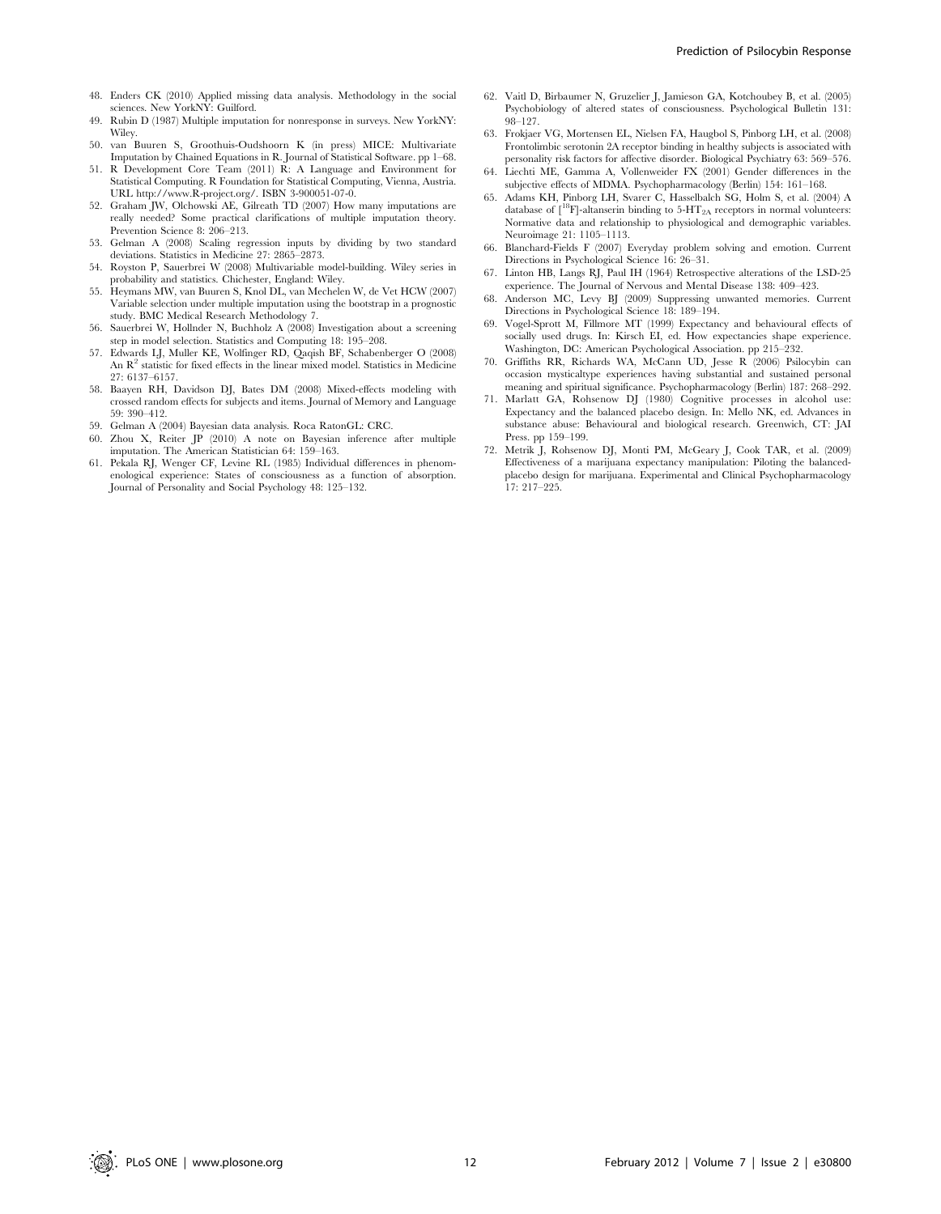48. Enders CK (2010) Applied missing data analysis. Methodology in the social sciences. New YorkNY: Guilford.
49. Rubin D (1987) Multiple imputation for nonresponse in surveys. New YorkNY: Wiley.
50. van Buuren S, Groothuis-Oudshoorn K (in press) MICE: Multivariate Imputation by Chained Equations in R. Journal of Statistical Software. pp 1–68.
51. R Development Core Team (2011) R: A Language and Environment for Statistical Computing. R Foundation for Statistical Computing, Vienna, Austria. URL http://www.R-project.org/. ISBN 3-900051-07-0.
52. Graham JW, Olchowski AE, Gilreath TD (2007) How many imputations are really needed? Some practical clarifications of multiple imputation theory. Prevention Science 8: 206–213.
53. Gelman A (2008) Scaling regression inputs by dividing by two standard deviations. Statistics in Medicine 27: 2865–2873.
54. Royston P, Sauerbrei W (2008) Multivariable model-building. Wiley series in probability and statistics. Chichester, England: Wiley.
55. Heymans MW, van Buuren S, Knol DL, van Mechelen W, de Vet HCW (2007) Variable selection under multiple imputation using the bootstrap in a prognostic study. BMC Medical Research Methodology 7.
56. Sauerbrei W, Hollnder N, Buchholz A (2008) Investigation about a screening step in model selection. Statistics and Computing 18: 195–208.
57. Edwards LJ, Muller KE, Wolfinger RD, Qaqish BF, Schabenberger O (2008) An $R^2$ statistic for fixed effects in the linear mixed model. Statistics in Medicine 27: 6137–6157.
58. Baayen RH, Davidson DJ, Bates DM (2008) Mixed-effects modeling with crossed random effects for subjects and items. Journal of Memory and Language 59: 390–412.
59. Gelman A (2004) Bayesian data analysis. Roca RatonGL: CRC.
60. Zhou X, Reiter JP (2010) A note on Bayesian inference after multiple imputation. The American Statistician 64: 159–163.
61. Pekala RJ, Wenger CF, Levine RL (1985) Individual differences in phenomenological experience: States of consciousness as a function of absorption. Journal of Personality and Social Psychology 48: 125–132.
62. Vaitl D, Birbaumer N, Gruzelier J, Jamieson GA, Kotchoubey B, et al. (2005) Psychobiology of altered states of consciousness. Psychological Bulletin 131: 98–127.
63. Frokjaer VG, Mortensen EL, Nielsen FA, Haugbol S, Pinborg LH, et al. (2008) Frontolimbic serotonin 2A receptor binding in healthy subjects is associated with personality risk factors for affective disorder. Biological Psychiatry 63: 569–576.
64. Liechti ME, Gamma A, Vollenweider FX (2001) Gender differences in the subjective effects of MDMA. Psychopharmacology (Berlin) 154: 161–168.
65. Adams KH, Pinborg LH, Svarer C, Hasselbalch SG, Holm S, et al. (2004) A database of $[^{18}F]$-altanserin binding to 5-$HT_{2A}$ receptors in normal volunteers: Normative data and relationship to physiological and demographic variables. Neuroimage 21: 1105–1113.
66. Blanchard-Fields F (2007) Everyday problem solving and emotion. Current Directions in Psychological Science 16: 26–31.
67. Linton HB, Langs RJ, Paul IH (1964) Retrospective alterations of the LSD-25 experience. The Journal of Nervous and Mental Disease 138: 409–423.
68. Anderson MC, Levy BJ (2009) Suppressing unwanted memories. Current Directions in Psychological Science 18: 189–194.
69. Vogel-Sprott M, Fillmore MT (1999) Expectancy and behavioural effects of socially used drugs. In: Kirsch EI, ed. How expectancies shape experience. Washington, DC: American Psychological Association. pp 215–232.
70. Griffiths RR, Richards WA, McCann UD, Jesse R (2006) Psilocybin can occasion mysticaltype experiences having substantial and sustained personal meaning and spiritual significance. Psychopharmacology (Berlin) 187: 268–292.
71. Marlatt GA, Rohsenow DJ (1980) Cognitive processes in alcohol use: Expectancy and the balanced placebo design. In: Mello NK, ed. Advances in substance abuse: Behavioural and biological research. Greenwich, CT: JAI Press. pp 159–199.
72. Metrik J, Rohsenow DJ, Monti PM, McGeary J, Cook TAR, et al. (2009) Effectiveness of a marijuana expectancy manipulation: Piloting the balanced-placebo design for marijuana. Experimental and Clinical Psychopharmacology 17: 217–225.